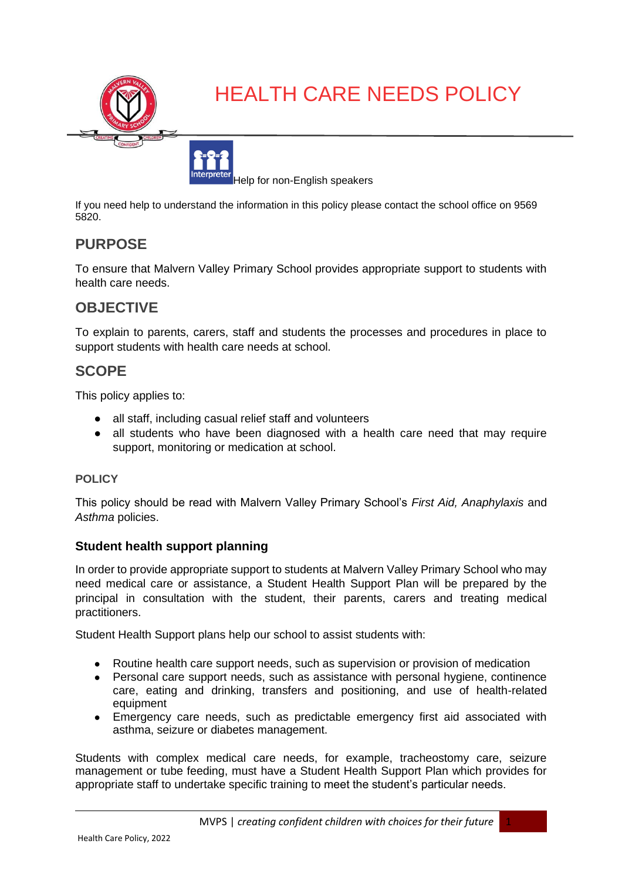# HEALTH CARE NEEDS POLICY

Help for non-English speakers

If you need help to understand the information in this policy please contact the school office on 9569 5820.

## PURPOSE

To ensure that Malvern Valley Primary School provides appropriate support to students with health care needs.

## OBJECTIVE

To explain to parents, carers, staff and students the processes and procedures in place to support students with health care needs at school.

## SCOPE

This policy applies to:

- all staff, including casual relief staff and volunteers
- all students who have been diagnosed with a health care need that may require support, monitoring or medication at school.

### POLICY

This policy should be read with Malvern Valley Primary School's *First Aid, Anaphylaxis* and *Asthma* policies.

### Student health support planning

In order to provide appropriate support to students at Malvern Valley Primary School who may need medical care or assistance, a Student Health Support Plan will be prepared by the principal in consultation with the student, their parents, carers and treating medical practitioners.

Student Health Support plans help our school to assist students with:

- Routine health care support needs, such as supervision or provision of medication
- Personal care support needs, such as assistance with personal hygiene, continence care, eating and drinking, transfers and positioning, and use of health-related equipment
- Emergency care needs, such as predictable emergency first aid associated with asthma, seizure or diabetes management.

Students with complex medical care needs, for example, tracheostomy care, seizure management or tube feeding, must have a Student Health Support Plan which provides for appropriate staff to undertake specific training to meet the student's particular needs.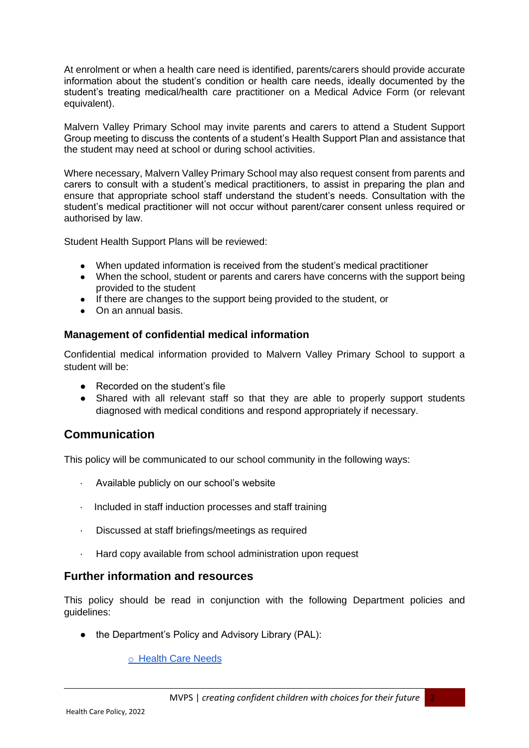At enrolment or when a health care need is identified, parents/carers should provide accurate information about the student's condition or health care needs, ideally documented by the student's treating medical/health care practitioner on a Medical Advice Form (or relevant equivalent).

Malvern Valley Primary School may invite parents and carers to attend a Student Support Group meeting to discuss the contents of a student's Health Support Plan and assistance that the student may need at school or during school activities.

Where necessary, Malvern Valley Primary School may also request consent from parents and carers to consult with a student's medical practitioners, to assist in preparing the plan and ensure that appropriate school staff understand the student's needs. Consultation with the student's medical practitioner will not occur without parent/carer consent unless required or authorised by law.

Student Health Support Plans will be reviewed:

- When updated information is received from the student's medical practitioner
- When the school, student or parents and carers have concerns with the support being provided to the student
- If there are changes to the support being provided to the student, or
- On an annual basis.

### Management of confidential medical information

Confidential medical information provided to Malvern Valley Primary School to support a student will be:

- Recorded on the student's file
- Shared with all relevant staff so that they are able to properly support students diagnosed with medical conditions and respond appropriately if necessary.

## Communication

This policy will be communicated to our school community in the following ways:

- Available publicly on our school's website
- Included in staff induction processes and staff training
- Discussed at staff briefings/meetings as required
- Hard copy available from school administration upon request

### Further information and resources

This policy should be read in conjunction with the following Department policies and guidelines:

- the Department's Policy and Advisory Library (PAL):
  - Health Care Needs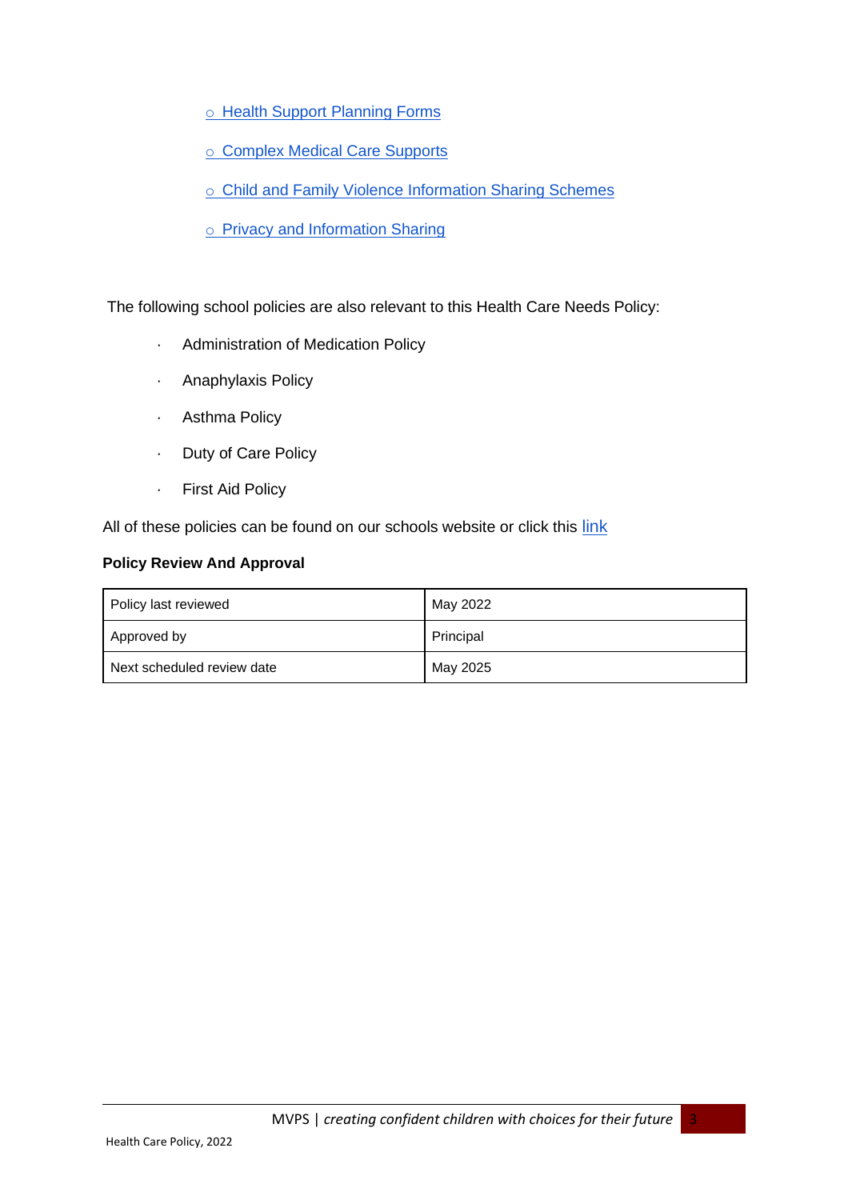- [Health Support Planning Forms]()
- [Complex Medical Care Supports]()
- [Child and Family Violence Information Sharing Schemes]()
- [Privacy and Information Sharing]()

The following school policies are also relevant to this Health Care Needs Policy:

- Administration of Medication Policy
- Anaphylaxis Policy
- Asthma Policy
- Duty of Care Policy
- First Aid Policy

All of these policies can be found on our schools website or click this [link]()

**Policy Review And Approval**

| | |
|---|---|
| Policy last reviewed | May 2022 |
| Approved by | Principal |
| Next scheduled review date | May 2025 |